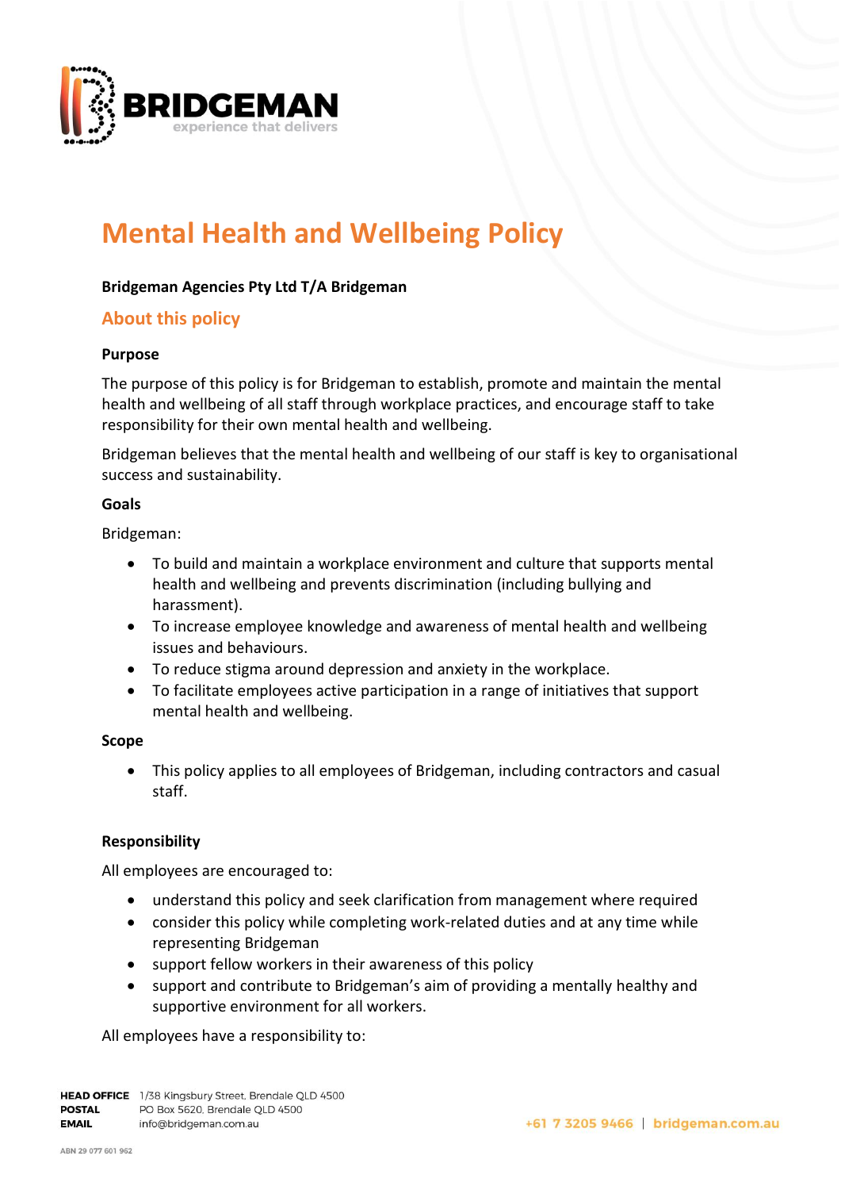# Mental Health and Wellbeing Policy

**Bridgeman Agencies Pty Ltd T/A Bridgeman**

## About this policy

### Purpose

The purpose of this policy is for Bridgeman to establish, promote and maintain the mental health and wellbeing of all staff through workplace practices, and encourage staff to take responsibility for their own mental health and wellbeing.

Bridgeman believes that the mental health and wellbeing of our staff is key to organisational success and sustainability.

### Goals

Bridgeman:

- To build and maintain a workplace environment and culture that supports mental health and wellbeing and prevents discrimination (including bullying and harassment).
- To increase employee knowledge and awareness of mental health and wellbeing issues and behaviours.
- To reduce stigma around depression and anxiety in the workplace.
- To facilitate employees active participation in a range of initiatives that support mental health and wellbeing.

### Scope

- This policy applies to all employees of Bridgeman, including contractors and casual staff.

### Responsibility

All employees are encouraged to:

- understand this policy and seek clarification from management where required
- consider this policy while completing work-related duties and at any time while representing Bridgeman
- support fellow workers in their awareness of this policy
- support and contribute to Bridgeman's aim of providing a mentally healthy and supportive environment for all workers.

All employees have a responsibility to: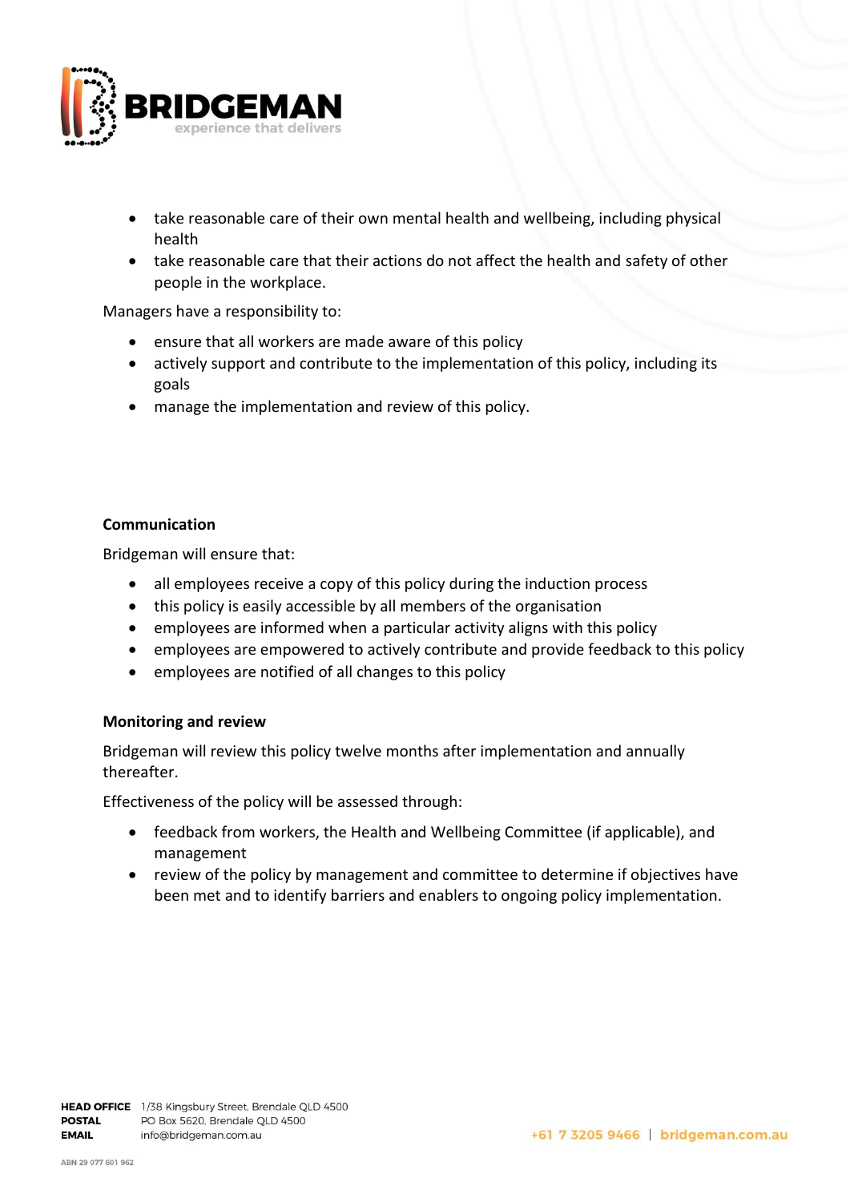- take reasonable care of their own mental health and wellbeing, including physical health
- take reasonable care that their actions do not affect the health and safety of other people in the workplace.

Managers have a responsibility to:

- ensure that all workers are made aware of this policy
- actively support and contribute to the implementation of this policy, including its goals
- manage the implementation and review of this policy.

**Communication**

Bridgeman will ensure that:

- all employees receive a copy of this policy during the induction process
- this policy is easily accessible by all members of the organisation
- employees are informed when a particular activity aligns with this policy
- employees are empowered to actively contribute and provide feedback to this policy
- employees are notified of all changes to this policy

**Monitoring and review**

Bridgeman will review this policy twelve months after implementation and annually thereafter.

Effectiveness of the policy will be assessed through:

- feedback from workers, the Health and Wellbeing Committee (if applicable), and management
- review of the policy by management and committee to determine if objectives have been met and to identify barriers and enablers to ongoing policy implementation.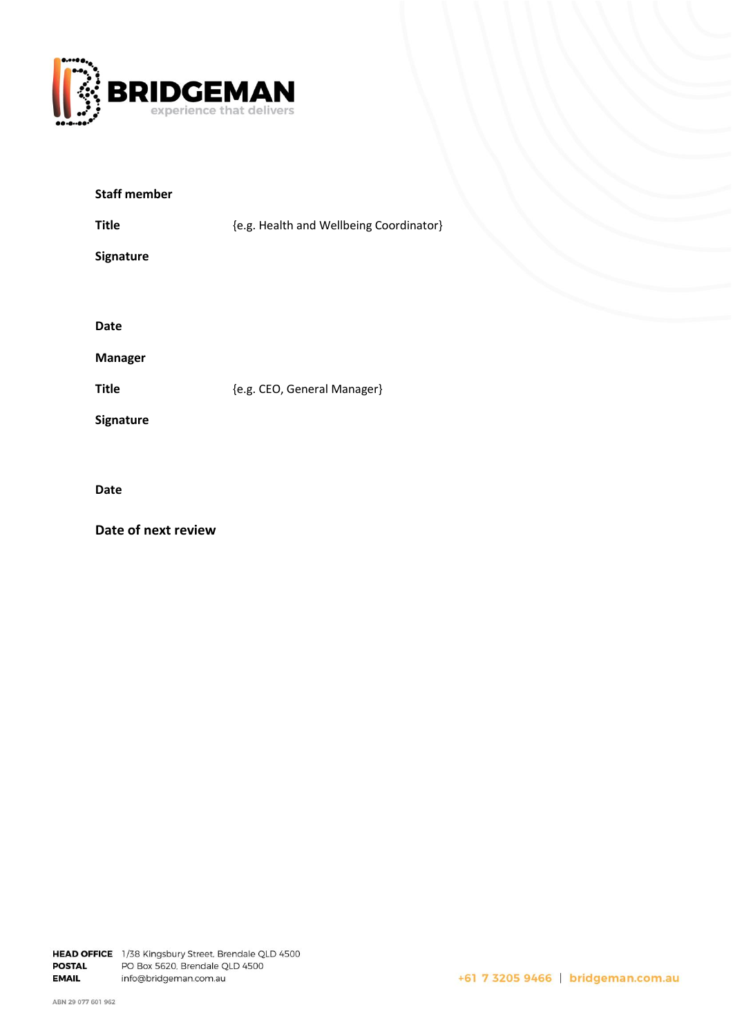| | |
|---|---|
| **Staff member** | |
| **Title** | {e.g. Health and Wellbeing Coordinator} |
| **Signature** | |
| **Date** | |
| **Manager** | |
| **Title** | {e.g. CEO, General Manager} |
| **Signature** | |
| **Date** | |

**Date of next review**